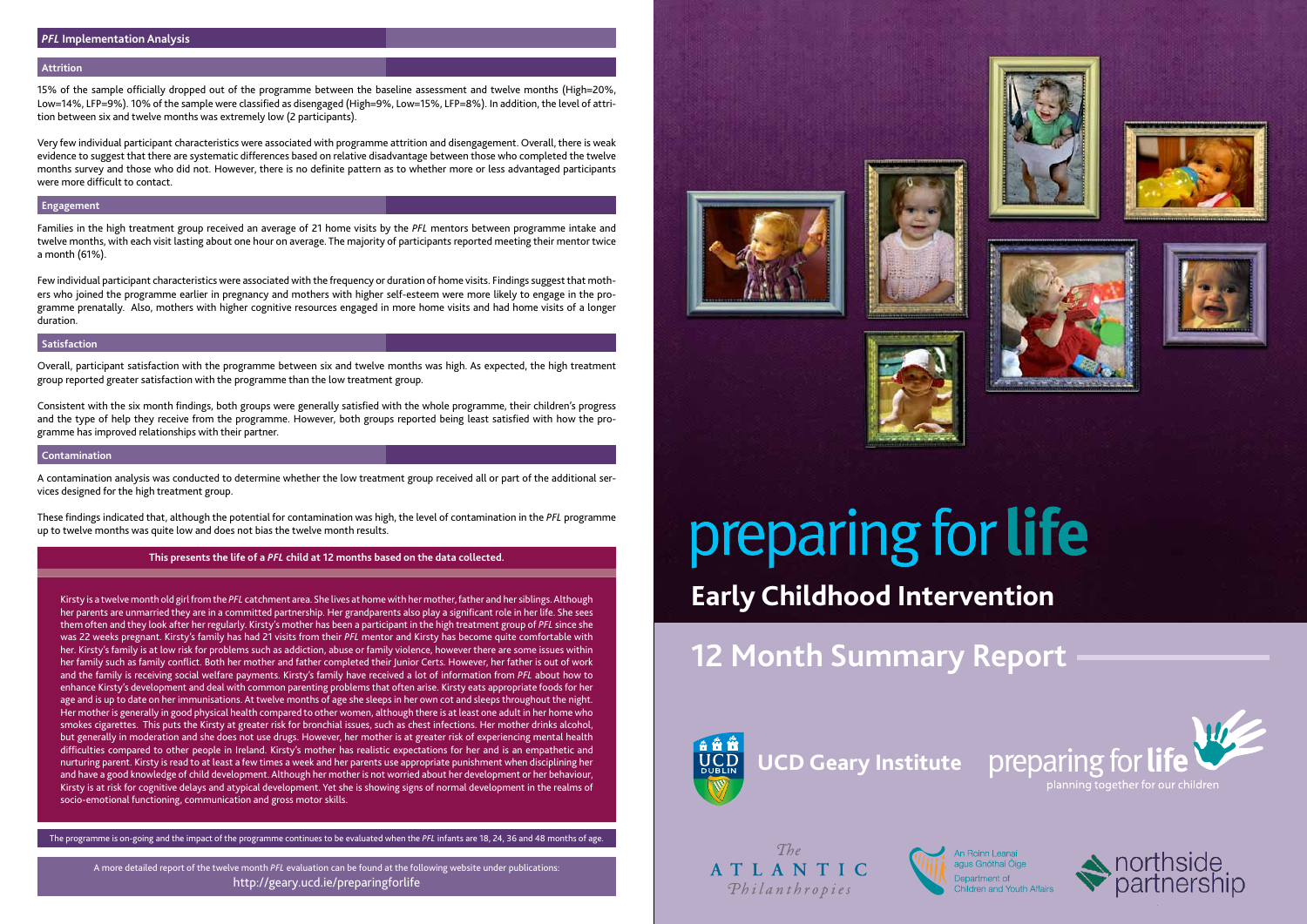## *PFL* Implementation Analysis

### Attrition

15% of the sample officially dropped out of the programme between the baseline assessment and twelve months (High=20%, Low=14%, LFP=9%). 10% of the sample were classified as disengaged (High=9%, Low=15%, LFP=8%). In addition, the level of attrition between six and twelve months was extremely low (2 participants).

Very few individual participant characteristics were associated with programme attrition and disengagement. Overall, there is weak evidence to suggest that there are systematic differences based on relative disadvantage between those who completed the twelve months survey and those who did not. However, there is no definite pattern as to whether more or less advantaged participants were more difficult to contact.

### Engagement

Families in the high treatment group received an average of 21 home visits by the *PFL* mentors between programme intake and twelve months, with each visit lasting about one hour on average. The majority of participants reported meeting their mentor twice a month (61%).

Few individual participant characteristics were associated with the frequency or duration of home visits. Findings suggest that mothers who joined the programme earlier in pregnancy and mothers with higher self-esteem were more likely to engage in the programme prenatally. Also, mothers with higher cognitive resources engaged in more home visits and had home visits of a longer duration.

### Satisfaction

Overall, participant satisfaction with the programme between six and twelve months was high. As expected, the high treatment group reported greater satisfaction with the programme than the low treatment group.

Consistent with the six month findings, both groups were generally satisfied with the whole programme, their children's progress and the type of help they receive from the programme. However, both groups reported being least satisfied with how the programme has improved relationships with their partner.

### Contamination

A contamination analysis was conducted to determine whether the low treatment group received all or part of the additional services designed for the high treatment group.

These findings indicated that, although the potential for contamination was high, the level of contamination in the *PFL* programme up to twelve months was quite low and does not bias the twelve month results.

**This presents the life of a *PFL* child at 12 months based on the data collected.**

Kirsty is a twelve month old girl from the *PFL* catchment area. She lives at home with her mother, father and her siblings. Although her parents are unmarried they are in a committed partnership. Her grandparents also play a significant role in her life. She sees them often and they look after her regularly. Kirsty's mother has been a participant in the high treatment group of *PFL* since she was 22 weeks pregnant. Kirsty's family has had 21 visits from their *PFL* mentor and Kirsty has become quite comfortable with her. Kirsty's family is at low risk for problems such as addiction, abuse or family violence, however there are some issues within her family such as family conflict. Both her mother and father completed their Junior Certs. However, her father is out of work and the family is receiving social welfare payments. Kirsty's family have received a lot of information from *PFL* about how to enhance Kirsty's development and deal with common parenting problems that often arise. Kirsty eats appropriate foods for her age and is up to date on her immunisations. At twelve months of age she sleeps in her own cot and sleeps throughout the night. Her mother is generally in good physical health compared to other women, although there is at least one adult in her home who smokes cigarettes. This puts the Kirsty at greater risk for bronchial issues, such as chest infections. Her mother drinks alcohol, but generally in moderation and she does not use drugs. However, her mother is at greater risk of experiencing mental health difficulties compared to other people in Ireland. Kirsty's mother has realistic expectations for her and is an empathetic and nurturing parent. Kirsty is read to at least a few times a week and her parents use appropriate punishment when disciplining her and have a good knowledge of child development. Although her mother is not worried about her development or her behaviour, Kirsty is at risk for cognitive delays and atypical development. Yet she is showing signs of normal development in the realms of socio-emotional functioning, communication and gross motor skills.

The programme is on-going and the impact of the programme continues to be evaluated when the *PFL* infants are 18, 24, 36 and 48 months of age.

A more detailed report of the twelve month *PFL* evaluation can be found at the following website under publications:
http://geary.ucd.ie/preparingforlife

# preparing for **life**

## Early Childhood Intervention

## 12 Month Summary Report

UCD Geary Institute

preparing for life — planning together for our children

The Atlantic Philanthropies

An Roinn Leanaí agus Gnóthaí Óige — Department of Children and Youth Affairs

northside partnership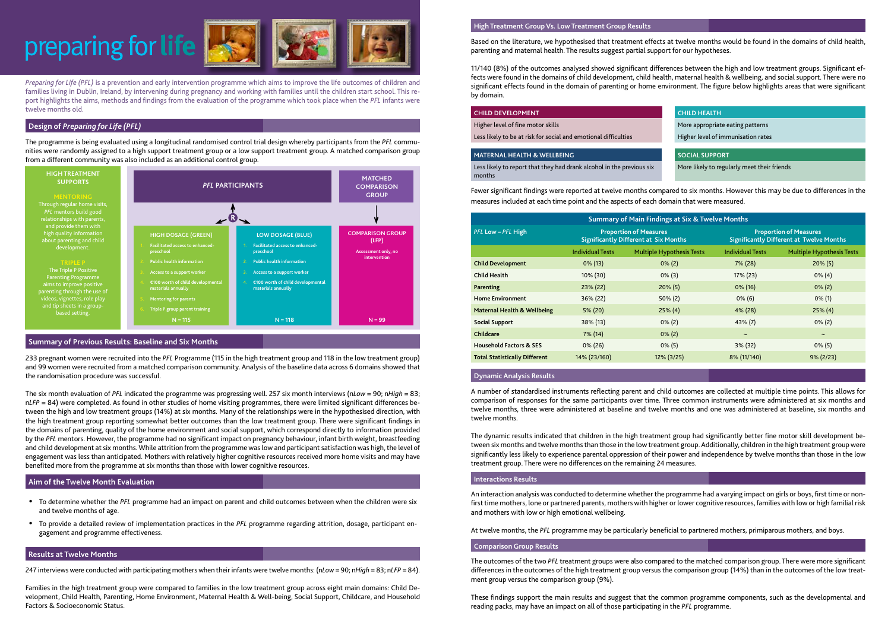# preparing for life

*Preparing for Life (PFL)* is a prevention and early intervention programme which aims to improve the life outcomes of children and families living in Dublin, Ireland, by intervening during pregnancy and working with families until the children start school. This report highlights the aims, methods and findings from the evaluation of the programme which took place when the *PFL* infants were twelve months old.

## Design of *Preparing for Life (PFL)*

The programme is being evaluated using a longitudinal randomised control trial design whereby participants from the *PFL* communities were randomly assigned to a high support treatment group or a low support treatment group. A matched comparison group from a different community was also included as an additional control group.

**HIGH TREATMENT SUPPORTS**

**MENTORING**
Through regular home visits, *PFL* mentors build good relationships with parents, and provide them with high quality information about parenting and child development.

**TRIPLE P**
The Triple P Positive Parenting Programme aims to improve positive parenting through the use of videos, vignettes, role play and tip sheets in a group-based setting.

**PFL PARTICIPANTS** → R

**HIGH DOSAGE (GREEN)**
1. Facilitated access to enhanced-preschool
2. Public health information
3. Access to a support worker
4. €100 worth of child developmental materials annually
5. Mentoring for parents
6. Triple P group parent training

N = 115

**LOW DOSAGE (BLUE)**
1. Facilitated access to enhanced-preschool
2. Public health information
3. Access to a support worker
4. €100 worth of child developmental materials annually

N = 118

**MATCHED COMPARISON GROUP** → **COMPARISON GROUP (LFP)**
Assessment only, no intervention

N = 99

## Summary of Previous Results: Baseline and Six Months

233 pregnant women were recruited into the *PFL* Programme (115 in the high treatment group and 118 in the low treatment group) and 99 women were recruited from a matched comparison community. Analysis of the baseline data across 6 domains showed that the randomisation procedure was successful.

The six month evaluation of *PFL* indicated the programme was progressing well. 257 six month interviews (nLow = 90; nHigh = 83; nLFP = 84) were completed. As found in other studies of home visiting programmes, there were limited significant differences between the high and low treatment groups (14%) at six months. Many of the relationships were in the hypothesised direction, with the high treatment group reporting somewhat better outcomes than the low treatment group. There were significant findings in the domains of parenting, quality of the home environment and social support, which correspond directly to information provided by the *PFL* mentors. However, the programme had no significant impact on pregnancy behaviour, infant birth weight, breastfeeding and child development at six months. While attrition from the programme was low and participant satisfaction was high, the level of engagement was less than anticipated. Mothers with relatively higher cognitive resources received more home visits and may have benefited more from the programme at six months than those with lower cognitive resources.

## Aim of the Twelve Month Evaluation

- To determine whether the *PFL* programme had an impact on parent and child outcomes between when the children were six and twelve months of age.
- To provide a detailed review of implementation practices in the *PFL* programme regarding attrition, dosage, participant engagement and programme effectiveness.

## Results at Twelve Months

247 interviews were conducted with participating mothers when their infants were twelve months: (nLow = 90; nHigh = 83; nLFP = 84).

Families in the high treatment group were compared to families in the low treatment group across eight main domains: Child Development, Child Health, Parenting, Home Environment, Maternal Health & Well-being, Social Support, Childcare, and Household Factors & Socioeconomic Status.

## High Treatment Group Vs. Low Treatment Group Results

Based on the literature, we hypothesised that treatment effects at twelve months would be found in the domains of child health, parenting and maternal health. The results suggest partial support for our hypotheses.

11/140 (8%) of the outcomes analysed showed significant differences between the high and low treatment groups. Significant effects were found in the domains of child development, child health, maternal health & wellbeing, and social support. There were no significant effects found in the domain of parenting or home environment. The figure below highlights areas that were significant by domain.

**CHILD DEVELOPMENT**
- Higher level of fine motor skills
- Less likely to be at risk for social and emotional difficulties

**CHILD HEALTH**
- More appropriate eating patterns
- Higher level of immunisation rates

**MATERNAL HEALTH & WELLBEING**
- Less likely to report that they had drank alcohol in the previous six months

**SOCIAL SUPPORT**
- More likely to regularly meet their friends

Fewer significant findings were reported at twelve months compared to six months. However this may be due to differences in the measures included at each time point and the aspects of each domain that were measured.

**Summary of Main Findings at Six & Twelve Months**

| *PFL* Low – *PFL* High | Proportion of Measures Significantly Different at Six Months | | Proportion of Measures Significantly Different at Twelve Months | |
|---|---|---|---|---|
| | Individual Tests | Multiple Hypothesis Tests | Individual Tests | Multiple Hypothesis Tests |
| **Child Development** | 0% (13) | 0% (2) | 7% (28) | 20% (5) |
| **Child Health** | 10% (30) | 0% (3) | 17% (23) | 0% (4) |
| **Parenting** | 23% (22) | 20% (5) | 0% (16) | 0% (2) |
| **Home Environment** | 36% (22) | 50% (2) | 0% (6) | 0% (1) |
| **Maternal Health & Wellbeing** | 5% (20) | 25% (4) | 4% (28) | 25% (4) |
| **Social Support** | 38% (13) | 0% (2) | 43% (7) | 0% (2) |
| **Childcare** | 7% (14) | 0% (2) | ~ | ~ |
| **Household Factors & SES** | 0% (26) | 0% (5) | 3% (32) | 0% (5) |
| **Total Statistically Different** | 14% (23/160) | 12% (3/25) | 8% (11/140) | 9% (2/23) |

## Dynamic Analysis Results

A number of standardised instruments reflecting parent and child outcomes are collected at multiple time points. This allows for comparison of responses for the same participants over time. Three common instruments were administered at six months and twelve months, three were administered at baseline and twelve months and one was administered at baseline, six months and twelve months.

The dynamic results indicated that children in the high treatment group had significantly better fine motor skill development between six months and twelve months than those in the low treatment group. Additionally, children in the high treatment group were significantly less likely to experience parental oppression of their power and independence by twelve months than those in the low treatment group. There were no differences on the remaining 24 measures.

## Interactions Results

An interaction analysis was conducted to determine whether the programme had a varying impact on girls or boys, first time or non-first time mothers, lone or partnered parents, mothers with higher or lower cognitive resources, families with low or high familial risk and mothers with low or high emotional wellbeing.

At twelve months, the *PFL* programme may be particularly beneficial to partnered mothers, primiparous mothers, and boys.

## Comparison Group Results

The outcomes of the two *PFL* treatment groups were also compared to the matched comparison group. There were more significant differences in the outcomes of the high treatment group versus the comparison group (14%) than in the outcomes of the low treatment group versus the comparison group (9%).

These findings support the main results and suggest that the common programme components, such as the developmental and reading packs, may have an impact on all of those participating in the *PFL* programme.